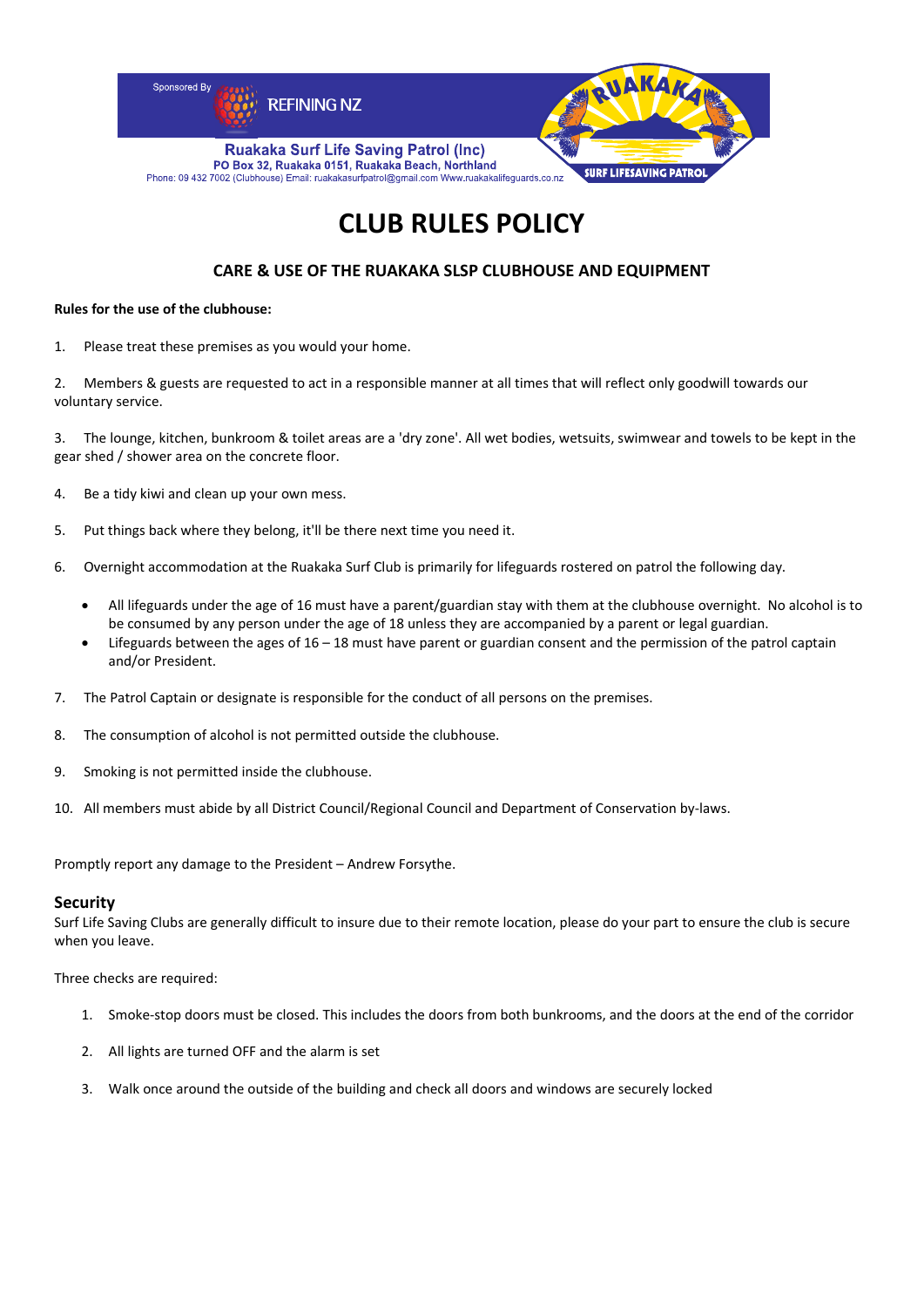Sponsored By REFINING NZ

**Ruakaka Surf Life Saving Patrol (Inc)**
**PO Box 32, Ruakaka 0151, Ruakaka Beach, Northland**
Phone: 09 432 7002 (Clubhouse) Email: ruakakasurfpatrol@gmail.com Www.ruakakalifeguards.co.nz

# CLUB RULES POLICY

### CARE & USE OF THE RUAKAKA SLSP CLUBHOUSE AND EQUIPMENT

**Rules for the use of the clubhouse:**

1. Please treat these premises as you would your home.

2. Members & guests are requested to act in a responsible manner at all times that will reflect only goodwill towards our voluntary service.

3. The lounge, kitchen, bunkroom & toilet areas are a 'dry zone'. All wet bodies, wetsuits, swimwear and towels to be kept in the gear shed / shower area on the concrete floor.

4. Be a tidy kiwi and clean up your own mess.

5. Put things back where they belong, it'll be there next time you need it.

6. Overnight accommodation at the Ruakaka Surf Club is primarily for lifeguards rostered on patrol the following day.
   - All lifeguards under the age of 16 must have a parent/guardian stay with them at the clubhouse overnight. No alcohol is to be consumed by any person under the age of 18 unless they are accompanied by a parent or legal guardian.
   - Lifeguards between the ages of 16 – 18 must have parent or guardian consent and the permission of the patrol captain and/or President.

7. The Patrol Captain or designate is responsible for the conduct of all persons on the premises.

8. The consumption of alcohol is not permitted outside the clubhouse.

9. Smoking is not permitted inside the clubhouse.

10. All members must abide by all District Council/Regional Council and Department of Conservation by-laws.

Promptly report any damage to the President – Andrew Forsythe.

## Security

Surf Life Saving Clubs are generally difficult to insure due to their remote location, please do your part to ensure the club is secure when you leave.

Three checks are required:

1. Smoke-stop doors must be closed. This includes the doors from both bunkrooms, and the doors at the end of the corridor
2. All lights are turned OFF and the alarm is set
3. Walk once around the outside of the building and check all doors and windows are securely locked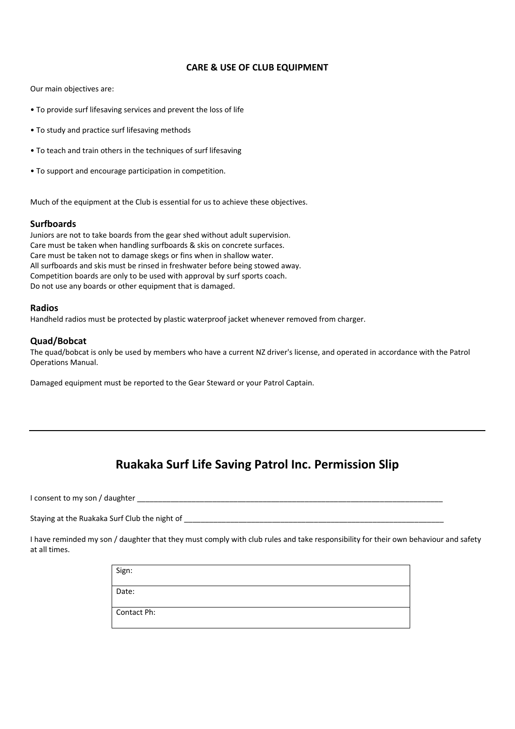## CARE & USE OF CLUB EQUIPMENT

Our main objectives are:

• To provide surf lifesaving services and prevent the loss of life

• To study and practice surf lifesaving methods

• To teach and train others in the techniques of surf lifesaving

• To support and encourage participation in competition.

Much of the equipment at the Club is essential for us to achieve these objectives.

### Surfboards

Juniors are not to take boards from the gear shed without adult supervision.
Care must be taken when handling surfboards & skis on concrete surfaces.
Care must be taken not to damage skegs or fins when in shallow water.
All surfboards and skis must be rinsed in freshwater before being stowed away.
Competition boards are only to be used with approval by surf sports coach.
Do not use any boards or other equipment that is damaged.

### Radios

Handheld radios must be protected by plastic waterproof jacket whenever removed from charger.

### Quad/Bobcat

The quad/bobcat is only be used by members who have a current NZ driver's license, and operated in accordance with the Patrol Operations Manual.

Damaged equipment must be reported to the Gear Steward or your Patrol Captain.

---

# Ruakaka Surf Life Saving Patrol Inc. Permission Slip

I consent to my son / daughter ___________________________________________________________________________

Staying at the Ruakaka Surf Club the night of ______________________________________________________________

I have reminded my son / daughter that they must comply with club rules and take responsibility for their own behaviour and safety at all times.

| |
|---|
| Sign: |
| Date: |
| Contact Ph: |